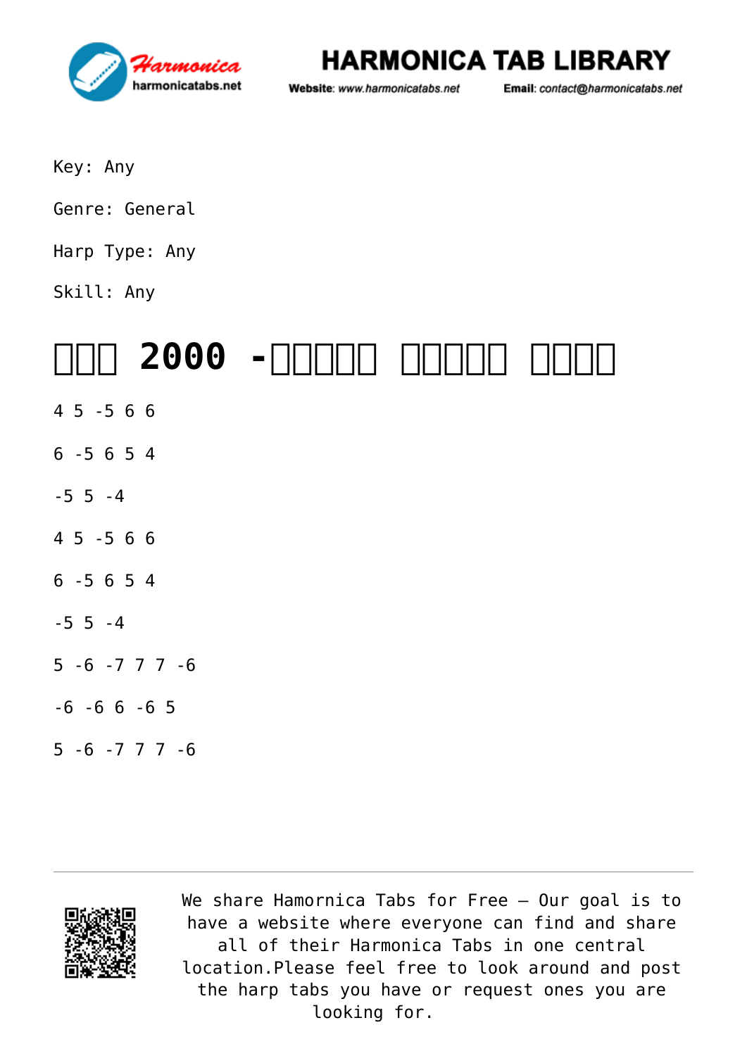Key: Any

Genre: General

Harp Type: Any

Skill: Any

# □□□ 2000 -□□□□□ □□□□□ □□□□

4 5 -5 6 6

6 -5 6 5 4

-5 5 -4

4 5 -5 6 6

6 -5 6 5 4

-5 5 -4

5 -6 -7 7 7 -6

-6 -6 6 -6 5

5 -6 -7 7 7 -6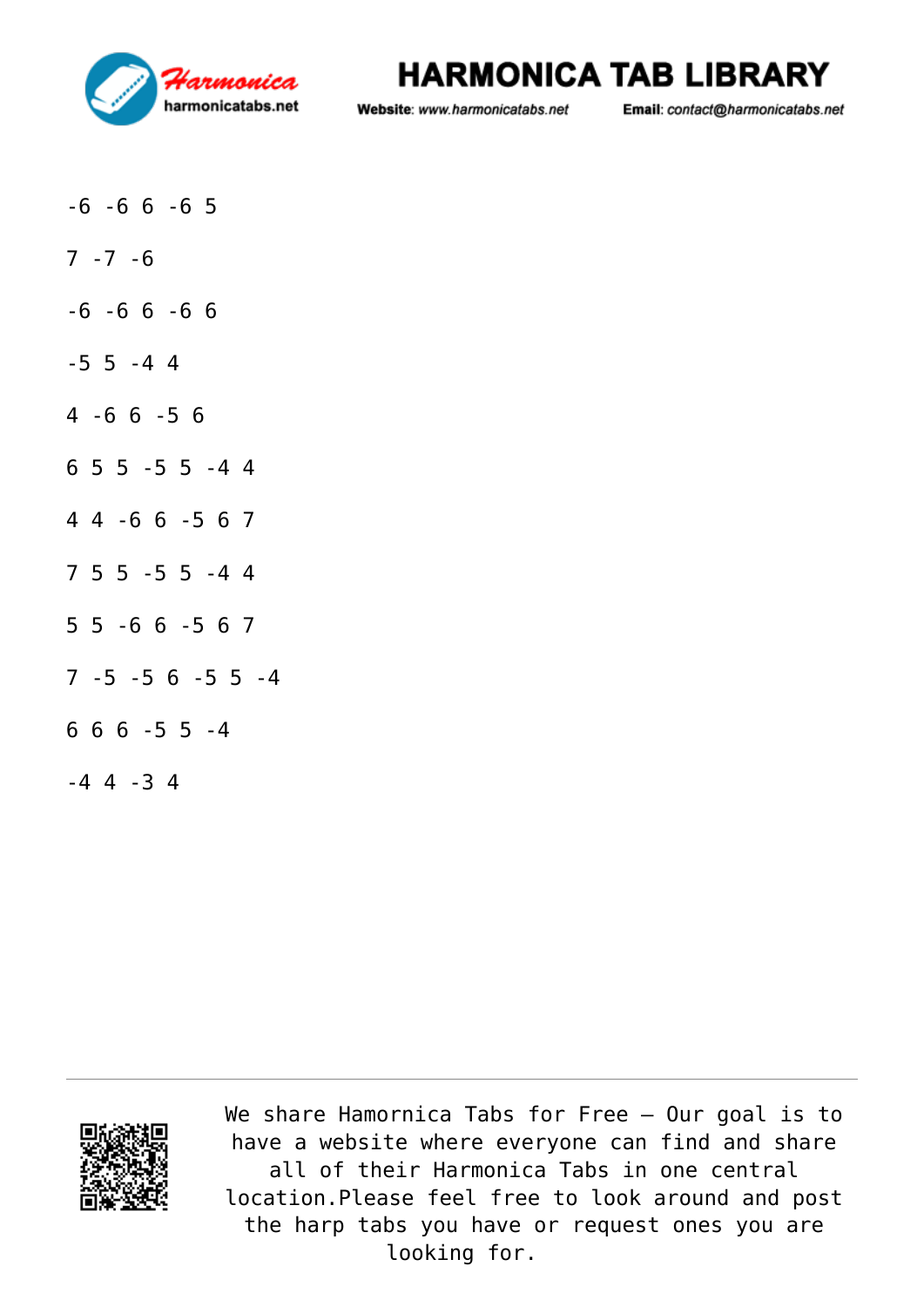-6 -6 6 -6 5

7 -7 -6

-6 -6 6 -6 6

-5 5 -4 4

4 -6 6 -5 6

6 5 5 -5 5 -4 4

4 4 -6 6 -5 6 7

7 5 5 -5 5 -4 4

5 5 -6 6 -5 6 7

7 -5 -5 6 -5 5 -4

6 6 6 -5 5 -4

-4 4 -3 4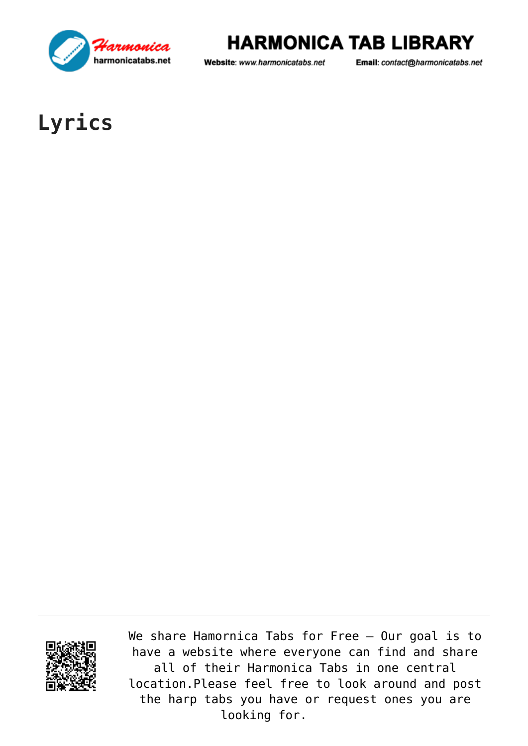# Lyrics